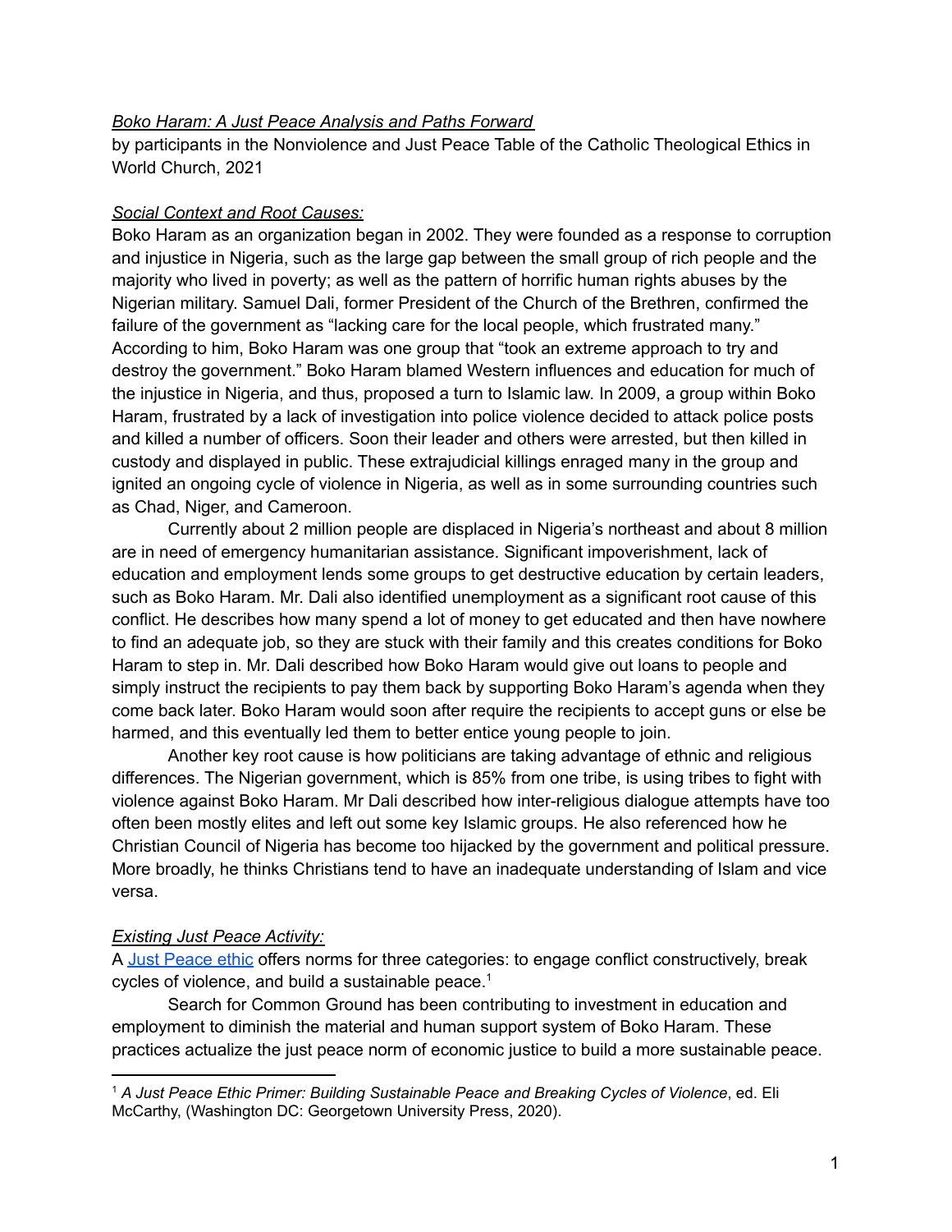*Boko Haram: A Just Peace Analysis and Paths Forward*

by participants in the Nonviolence and Just Peace Table of the Catholic Theological Ethics in World Church, 2021

*Social Context and Root Causes:*

Boko Haram as an organization began in 2002. They were founded as a response to corruption and injustice in Nigeria, such as the large gap between the small group of rich people and the majority who lived in poverty; as well as the pattern of horrific human rights abuses by the Nigerian military. Samuel Dali, former President of the Church of the Brethren, confirmed the failure of the government as "lacking care for the local people, which frustrated many." According to him, Boko Haram was one group that "took an extreme approach to try and destroy the government." Boko Haram blamed Western influences and education for much of the injustice in Nigeria, and thus, proposed a turn to Islamic law. In 2009, a group within Boko Haram, frustrated by a lack of investigation into police violence decided to attack police posts and killed a number of officers. Soon their leader and others were arrested, but then killed in custody and displayed in public. These extrajudicial killings enraged many in the group and ignited an ongoing cycle of violence in Nigeria, as well as in some surrounding countries such as Chad, Niger, and Cameroon.

Currently about 2 million people are displaced in Nigeria's northeast and about 8 million are in need of emergency humanitarian assistance. Significant impoverishment, lack of education and employment lends some groups to get destructive education by certain leaders, such as Boko Haram. Mr. Dali also identified unemployment as a significant root cause of this conflict. He describes how many spend a lot of money to get educated and then have nowhere to find an adequate job, so they are stuck with their family and this creates conditions for Boko Haram to step in. Mr. Dali described how Boko Haram would give out loans to people and simply instruct the recipients to pay them back by supporting Boko Haram's agenda when they come back later. Boko Haram would soon after require the recipients to accept guns or else be harmed, and this eventually led them to better entice young people to join.

Another key root cause is how politicians are taking advantage of ethnic and religious differences. The Nigerian government, which is 85% from one tribe, is using tribes to fight with violence against Boko Haram. Mr Dali described how inter-religious dialogue attempts have too often been mostly elites and left out some key Islamic groups. He also referenced how he Christian Council of Nigeria has become too hijacked by the government and political pressure. More broadly, he thinks Christians tend to have an inadequate understanding of Islam and vice versa.

*Existing Just Peace Activity:*

A Just Peace ethic offers norms for three categories: to engage conflict constructively, break cycles of violence, and build a sustainable peace.[1]

Search for Common Ground has been contributing to investment in education and employment to diminish the material and human support system of Boko Haram. These practices actualize the just peace norm of economic justice to build a more sustainable peace.

[1] *A Just Peace Ethic Primer: Building Sustainable Peace and Breaking Cycles of Violence*, ed. Eli McCarthy, (Washington DC: Georgetown University Press, 2020).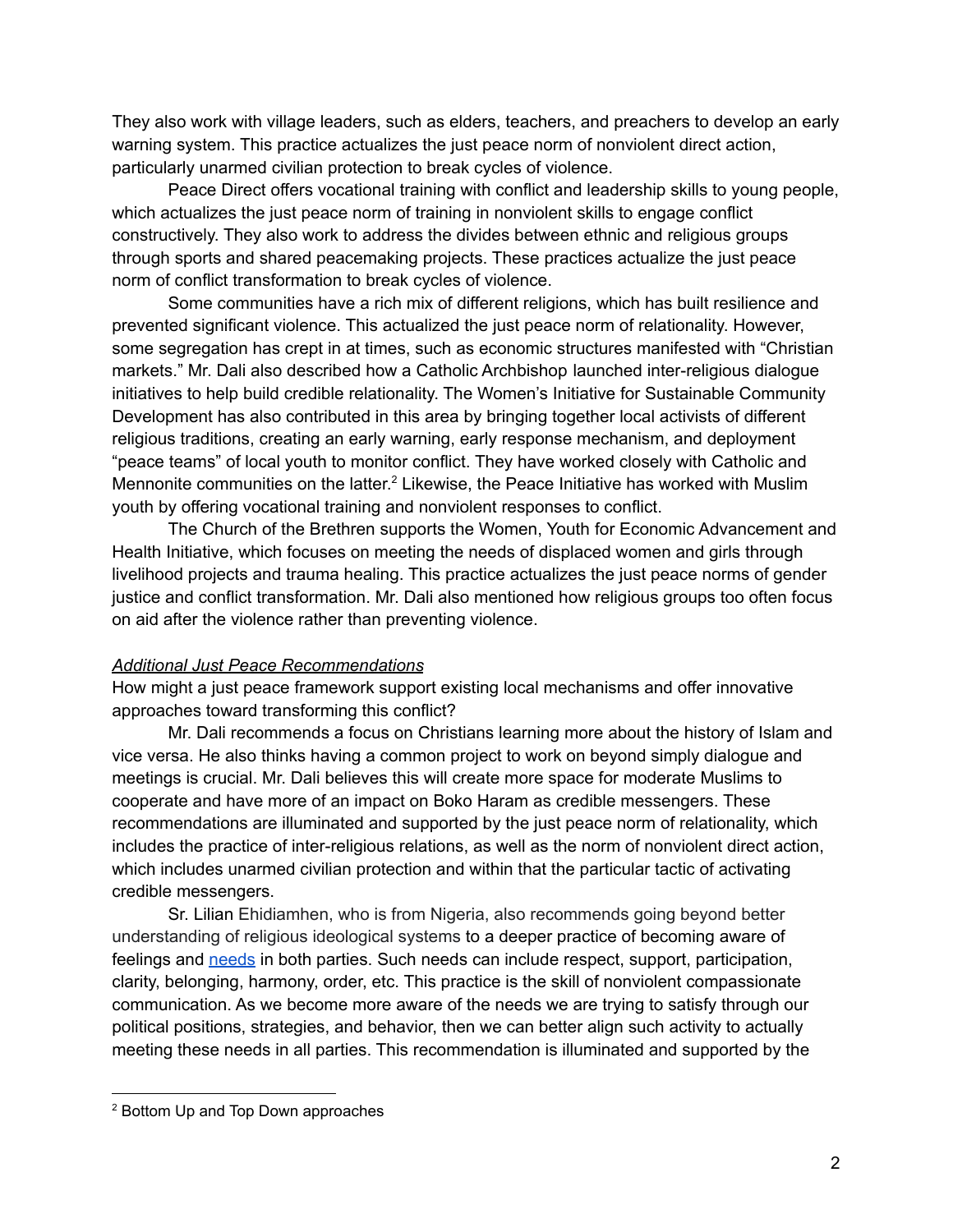They also work with village leaders, such as elders, teachers, and preachers to develop an early warning system. This practice actualizes the just peace norm of nonviolent direct action, particularly unarmed civilian protection to break cycles of violence.

Peace Direct offers vocational training with conflict and leadership skills to young people, which actualizes the just peace norm of training in nonviolent skills to engage conflict constructively. They also work to address the divides between ethnic and religious groups through sports and shared peacemaking projects. These practices actualize the just peace norm of conflict transformation to break cycles of violence.

Some communities have a rich mix of different religions, which has built resilience and prevented significant violence. This actualized the just peace norm of relationality. However, some segregation has crept in at times, such as economic structures manifested with "Christian markets." Mr. Dali also described how a Catholic Archbishop launched inter-religious dialogue initiatives to help build credible relationality. The Women's Initiative for Sustainable Community Development has also contributed in this area by bringing together local activists of different religious traditions, creating an early warning, early response mechanism, and deployment "peace teams" of local youth to monitor conflict. They have worked closely with Catholic and Mennonite communities on the latter.[2] Likewise, the Peace Initiative has worked with Muslim youth by offering vocational training and nonviolent responses to conflict.

The Church of the Brethren supports the Women, Youth for Economic Advancement and Health Initiative, which focuses on meeting the needs of displaced women and girls through livelihood projects and trauma healing. This practice actualizes the just peace norms of gender justice and conflict transformation. Mr. Dali also mentioned how religious groups too often focus on aid after the violence rather than preventing violence.

*Additional Just Peace Recommendations*

How might a just peace framework support existing local mechanisms and offer innovative approaches toward transforming this conflict?

Mr. Dali recommends a focus on Christians learning more about the history of Islam and vice versa. He also thinks having a common project to work on beyond simply dialogue and meetings is crucial. Mr. Dali believes this will create more space for moderate Muslims to cooperate and have more of an impact on Boko Haram as credible messengers. These recommendations are illuminated and supported by the just peace norm of relationality, which includes the practice of inter-religious relations, as well as the norm of nonviolent direct action, which includes unarmed civilian protection and within that the particular tactic of activating credible messengers.

Sr. Lilian Ehidiamhen, who is from Nigeria, also recommends going beyond better understanding of religious ideological systems to a deeper practice of becoming aware of feelings and needs in both parties. Such needs can include respect, support, participation, clarity, belonging, harmony, order, etc. This practice is the skill of nonviolent compassionate communication. As we become more aware of the needs we are trying to satisfy through our political positions, strategies, and behavior, then we can better align such activity to actually meeting these needs in all parties. This recommendation is illuminated and supported by the

[2] Bottom Up and Top Down approaches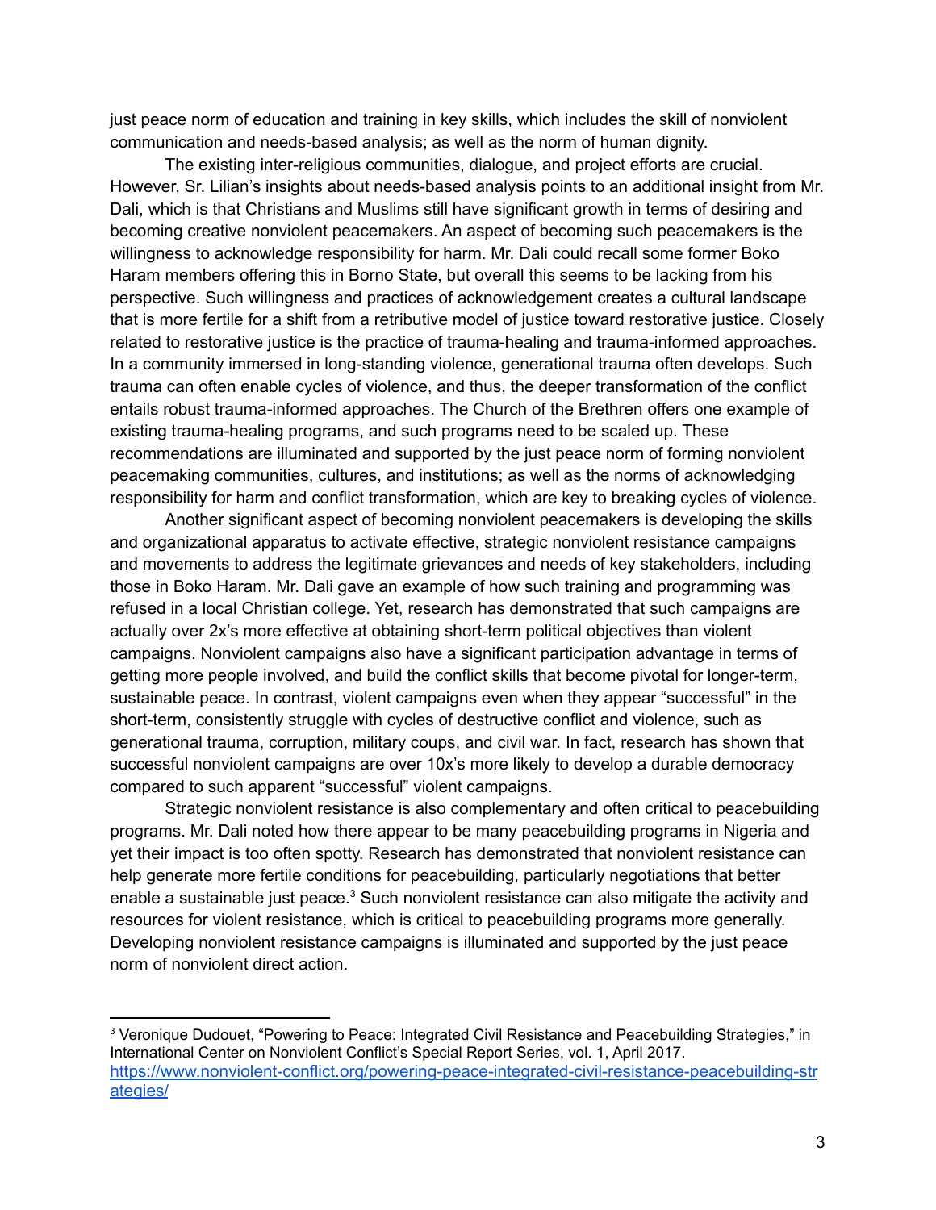just peace norm of education and training in key skills, which includes the skill of nonviolent communication and needs-based analysis; as well as the norm of human dignity.

The existing inter-religious communities, dialogue, and project efforts are crucial. However, Sr. Lilian's insights about needs-based analysis points to an additional insight from Mr. Dali, which is that Christians and Muslims still have significant growth in terms of desiring and becoming creative nonviolent peacemakers. An aspect of becoming such peacemakers is the willingness to acknowledge responsibility for harm. Mr. Dali could recall some former Boko Haram members offering this in Borno State, but overall this seems to be lacking from his perspective. Such willingness and practices of acknowledgement creates a cultural landscape that is more fertile for a shift from a retributive model of justice toward restorative justice. Closely related to restorative justice is the practice of trauma-healing and trauma-informed approaches. In a community immersed in long-standing violence, generational trauma often develops. Such trauma can often enable cycles of violence, and thus, the deeper transformation of the conflict entails robust trauma-informed approaches. The Church of the Brethren offers one example of existing trauma-healing programs, and such programs need to be scaled up. These recommendations are illuminated and supported by the just peace norm of forming nonviolent peacemaking communities, cultures, and institutions; as well as the norms of acknowledging responsibility for harm and conflict transformation, which are key to breaking cycles of violence.

Another significant aspect of becoming nonviolent peacemakers is developing the skills and organizational apparatus to activate effective, strategic nonviolent resistance campaigns and movements to address the legitimate grievances and needs of key stakeholders, including those in Boko Haram. Mr. Dali gave an example of how such training and programming was refused in a local Christian college. Yet, research has demonstrated that such campaigns are actually over 2x's more effective at obtaining short-term political objectives than violent campaigns. Nonviolent campaigns also have a significant participation advantage in terms of getting more people involved, and build the conflict skills that become pivotal for longer-term, sustainable peace. In contrast, violent campaigns even when they appear "successful" in the short-term, consistently struggle with cycles of destructive conflict and violence, such as generational trauma, corruption, military coups, and civil war. In fact, research has shown that successful nonviolent campaigns are over 10x's more likely to develop a durable democracy compared to such apparent "successful" violent campaigns.

Strategic nonviolent resistance is also complementary and often critical to peacebuilding programs. Mr. Dali noted how there appear to be many peacebuilding programs in Nigeria and yet their impact is too often spotty. Research has demonstrated that nonviolent resistance can help generate more fertile conditions for peacebuilding, particularly negotiations that better enable a sustainable just peace.[3] Such nonviolent resistance can also mitigate the activity and resources for violent resistance, which is critical to peacebuilding programs more generally. Developing nonviolent resistance campaigns is illuminated and supported by the just peace norm of nonviolent direct action.

---

[3] Veronique Dudouet, "Powering to Peace: Integrated Civil Resistance and Peacebuilding Strategies," in International Center on Nonviolent Conflict's Special Report Series, vol. 1, April 2017. [https://www.nonviolent-conflict.org/powering-peace-integrated-civil-resistance-peacebuilding-strategies/](https://www.nonviolent-conflict.org/powering-peace-integrated-civil-resistance-peacebuilding-strategies/)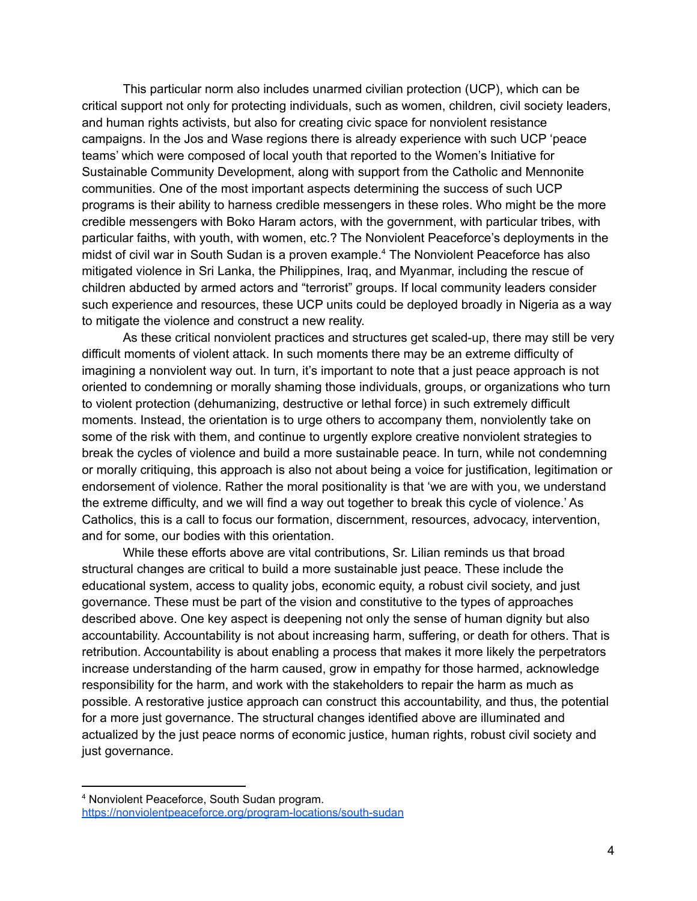This particular norm also includes unarmed civilian protection (UCP), which can be critical support not only for protecting individuals, such as women, children, civil society leaders, and human rights activists, but also for creating civic space for nonviolent resistance campaigns. In the Jos and Wase regions there is already experience with such UCP 'peace teams' which were composed of local youth that reported to the Women's Initiative for Sustainable Community Development, along with support from the Catholic and Mennonite communities. One of the most important aspects determining the success of such UCP programs is their ability to harness credible messengers in these roles. Who might be the more credible messengers with Boko Haram actors, with the government, with particular tribes, with particular faiths, with youth, with women, etc.? The Nonviolent Peaceforce's deployments in the midst of civil war in South Sudan is a proven example.[4] The Nonviolent Peaceforce has also mitigated violence in Sri Lanka, the Philippines, Iraq, and Myanmar, including the rescue of children abducted by armed actors and "terrorist" groups. If local community leaders consider such experience and resources, these UCP units could be deployed broadly in Nigeria as a way to mitigate the violence and construct a new reality.

As these critical nonviolent practices and structures get scaled-up, there may still be very difficult moments of violent attack. In such moments there may be an extreme difficulty of imagining a nonviolent way out. In turn, it's important to note that a just peace approach is not oriented to condemning or morally shaming those individuals, groups, or organizations who turn to violent protection (dehumanizing, destructive or lethal force) in such extremely difficult moments. Instead, the orientation is to urge others to accompany them, nonviolently take on some of the risk with them, and continue to urgently explore creative nonviolent strategies to break the cycles of violence and build a more sustainable peace. In turn, while not condemning or morally critiquing, this approach is also not about being a voice for justification, legitimation or endorsement of violence. Rather the moral positionality is that 'we are with you, we understand the extreme difficulty, and we will find a way out together to break this cycle of violence.' As Catholics, this is a call to focus our formation, discernment, resources, advocacy, intervention, and for some, our bodies with this orientation.

While these efforts above are vital contributions, Sr. Lilian reminds us that broad structural changes are critical to build a more sustainable just peace. These include the educational system, access to quality jobs, economic equity, a robust civil society, and just governance. These must be part of the vision and constitutive to the types of approaches described above. One key aspect is deepening not only the sense of human dignity but also accountability. Accountability is not about increasing harm, suffering, or death for others. That is retribution. Accountability is about enabling a process that makes it more likely the perpetrators increase understanding of the harm caused, grow in empathy for those harmed, acknowledge responsibility for the harm, and work with the stakeholders to repair the harm as much as possible. A restorative justice approach can construct this accountability, and thus, the potential for a more just governance. The structural changes identified above are illuminated and actualized by the just peace norms of economic justice, human rights, robust civil society and just governance.

---

[4] Nonviolent Peaceforce, South Sudan program. https://nonviolentpeaceforce.org/program-locations/south-sudan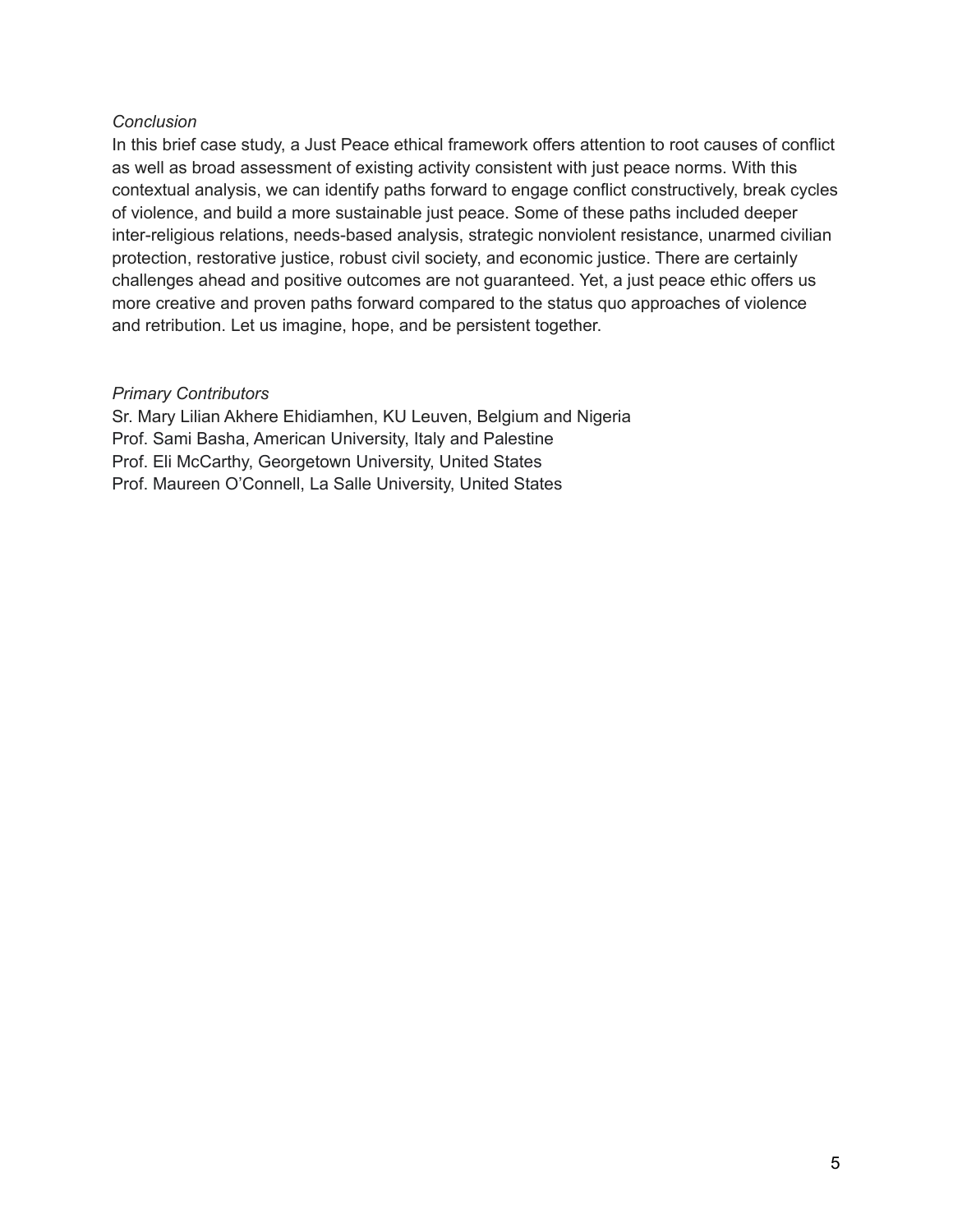*Conclusion*

In this brief case study, a Just Peace ethical framework offers attention to root causes of conflict as well as broad assessment of existing activity consistent with just peace norms. With this contextual analysis, we can identify paths forward to engage conflict constructively, break cycles of violence, and build a more sustainable just peace. Some of these paths included deeper inter-religious relations, needs-based analysis, strategic nonviolent resistance, unarmed civilian protection, restorative justice, robust civil society, and economic justice. There are certainly challenges ahead and positive outcomes are not guaranteed. Yet, a just peace ethic offers us more creative and proven paths forward compared to the status quo approaches of violence and retribution. Let us imagine, hope, and be persistent together.

*Primary Contributors*

Sr. Mary Lilian Akhere Ehidiamhen, KU Leuven, Belgium and Nigeria
Prof. Sami Basha, American University, Italy and Palestine
Prof. Eli McCarthy, Georgetown University, United States
Prof. Maureen O'Connell, La Salle University, United States